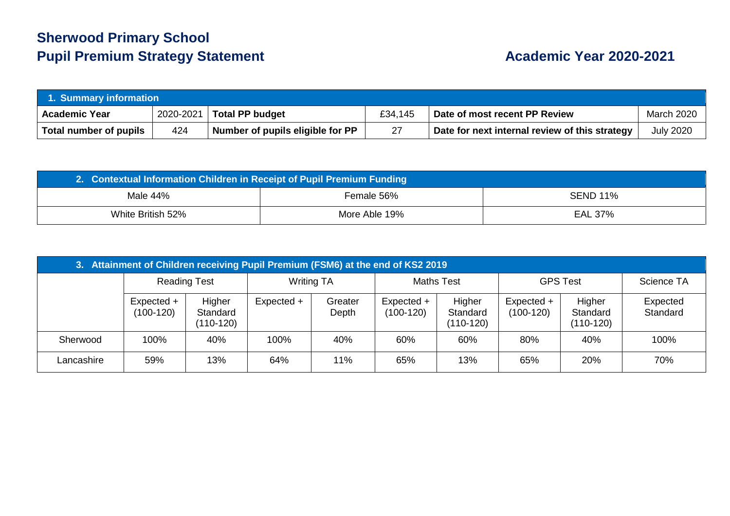# Sherwood Primary School

## Pupil Premium Strategy Statement

## Academic Year 2020-2021

| 1. Summary information | | | | | |
|---|---|---|---|---|---|
| **Academic Year** | 2020-2021 | **Total PP budget** | £34,145 | **Date of most recent PP Review** | March 2020 |
| **Total number of pupils** | 424 | **Number of pupils eligible for PP** | 27 | **Date for next internal review of this strategy** | July 2020 |

| 2. Contextual Information Children in Receipt of Pupil Premium Funding | | |
|---|---|---|
| Male 44% | Female 56% | SEND 11% |
| White British 52% | More Able 19% | EAL 37% |

| 3. Attainment of Children receiving Pupil Premium (FSM6) at the end of KS2 2019 | | | | | | | | | |
|---|---|---|---|---|---|---|---|---|---|
| | Reading Test | | Writing TA | | Maths Test | | GPS Test | | Science TA |
| | Expected + (100-120) | Higher Standard (110-120) | Expected + | Greater Depth | Expected + (100-120) | Higher Standard (110-120) | Expected + (100-120) | Higher Standard (110-120) | Expected Standard |
| Sherwood | 100% | 40% | 100% | 40% | 60% | 60% | 80% | 40% | 100% |
| Lancashire | 59% | 13% | 64% | 11% | 65% | 13% | 65% | 20% | 70% |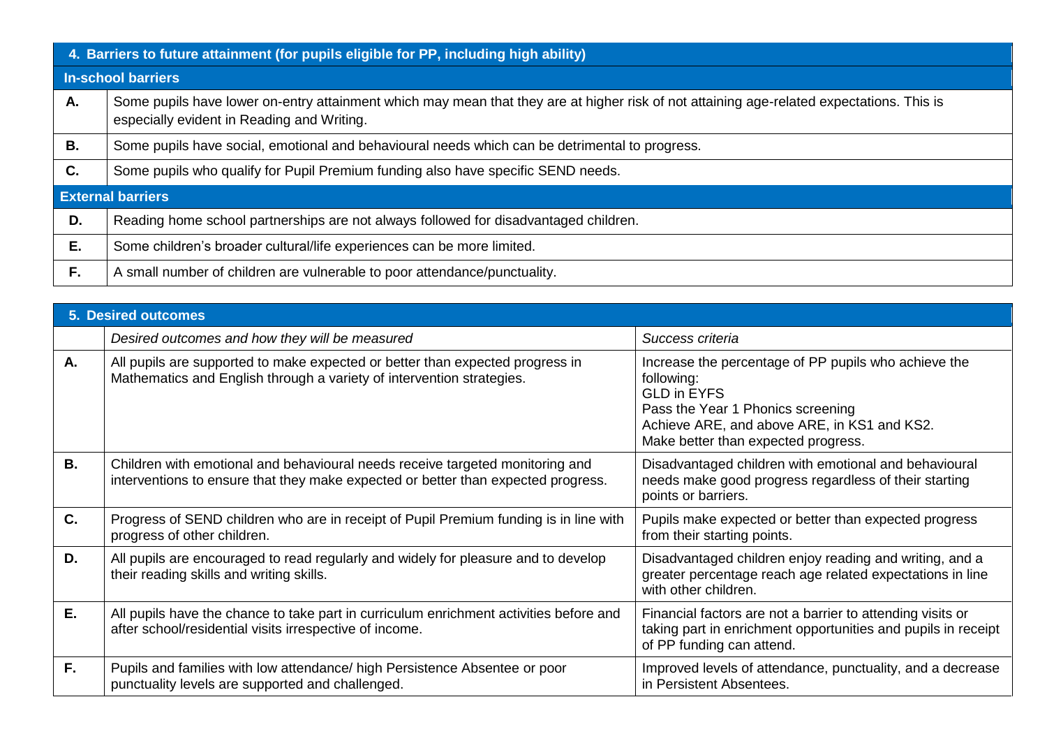| 4. Barriers to future attainment (for pupils eligible for PP, including high ability) | |
|---|---|
| **In-school barriers** | |
| **A.** | Some pupils have lower on-entry attainment which may mean that they are at higher risk of not attaining age-related expectations. This is especially evident in Reading and Writing. |
| **B.** | Some pupils have social, emotional and behavioural needs which can be detrimental to progress. |
| **C.** | Some pupils who qualify for Pupil Premium funding also have specific SEND needs. |
| **External barriers** | |
| **D.** | Reading home school partnerships are not always followed for disadvantaged children. |
| **E.** | Some children's broader cultural/life experiences can be more limited. |
| **F.** | A small number of children are vulnerable to poor attendance/punctuality. |

| 5. Desired outcomes | | |
|---|---|---|
| | *Desired outcomes and how they will be measured* | *Success criteria* |
| **A.** | All pupils are supported to make expected or better than expected progress in Mathematics and English through a variety of intervention strategies. | Increase the percentage of PP pupils who achieve the following:<br>GLD in EYFS<br>Pass the Year 1 Phonics screening<br>Achieve ARE, and above ARE, in KS1 and KS2.<br>Make better than expected progress. |
| **B.** | Children with emotional and behavioural needs receive targeted monitoring and interventions to ensure that they make expected or better than expected progress. | Disadvantaged children with emotional and behavioural needs make good progress regardless of their starting points or barriers. |
| **C.** | Progress of SEND children who are in receipt of Pupil Premium funding is in line with progress of other children. | Pupils make expected or better than expected progress from their starting points. |
| **D.** | All pupils are encouraged to read regularly and widely for pleasure and to develop their reading skills and writing skills. | Disadvantaged children enjoy reading and writing, and a greater percentage reach age related expectations in line with other children. |
| **E.** | All pupils have the chance to take part in curriculum enrichment activities before and after school/residential visits irrespective of income. | Financial factors are not a barrier to attending visits or taking part in enrichment opportunities and pupils in receipt of PP funding can attend. |
| **F.** | Pupils and families with low attendance/ high Persistence Absentee or poor punctuality levels are supported and challenged. | Improved levels of attendance, punctuality, and a decrease in Persistent Absentees. |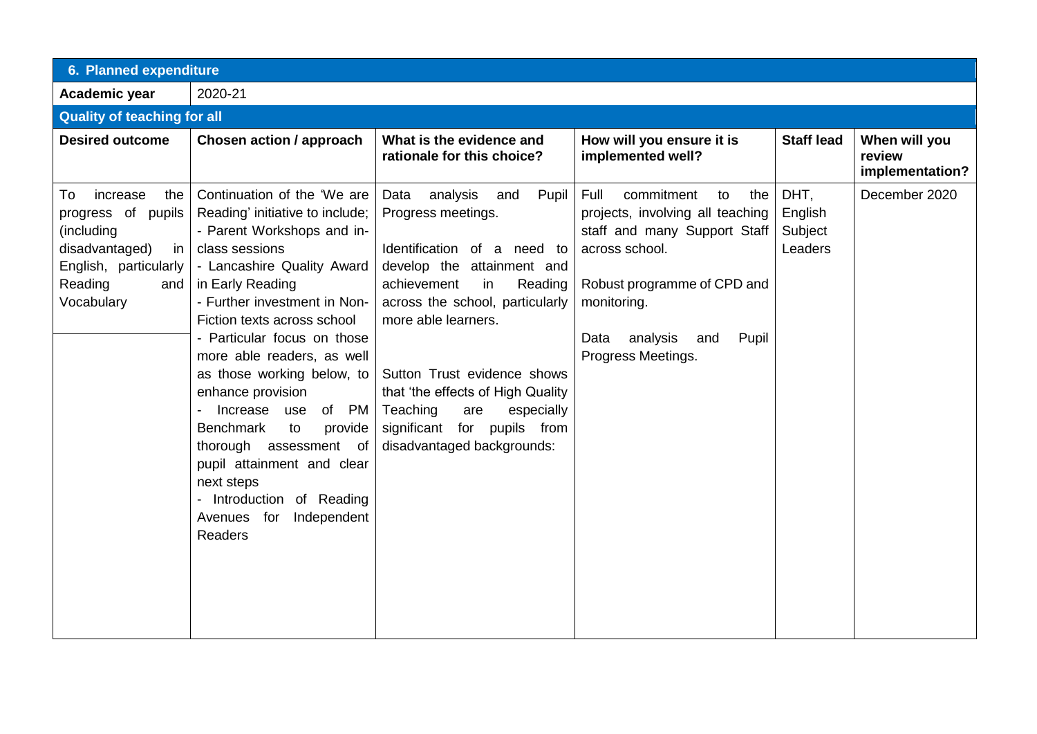## 6. Planned expenditure

| **Academic year** | 2020-21 | | | | |
|---|---|---|---|---|---|
| **Quality of teaching for all** | | | | | |
| **Desired outcome** | **Chosen action / approach** | **What is the evidence and rationale for this choice?** | **How will you ensure it is implemented well?** | **Staff lead** | **When will you review implementation?** |
| To increase the progress of pupils (including disadvantaged) in English, particularly Reading and Vocabulary | Continuation of the 'We are Reading' initiative to include;<br>- Parent Workshops and in-class sessions<br>- Lancashire Quality Award in Early Reading<br>- Further investment in Non-Fiction texts across school<br>- Particular focus on those more able readers, as well as those working below, to enhance provision<br>- Increase use of PM Benchmark to provide thorough assessment of pupil attainment and clear next steps<br>- Introduction of Reading Avenues for Independent Readers | Data analysis and Pupil Progress meetings.<br><br>Identification of a need to develop the attainment and achievement in Reading across the school, particularly more able learners.<br><br>Sutton Trust evidence shows that 'the effects of High Quality Teaching are especially significant for pupils from disadvantaged backgrounds: | Full commitment to the projects, involving all teaching staff and many Support Staff across school.<br><br>Robust programme of CPD and monitoring.<br><br>Data analysis and Pupil Progress Meetings. | DHT, English Subject Leaders | December 2020 |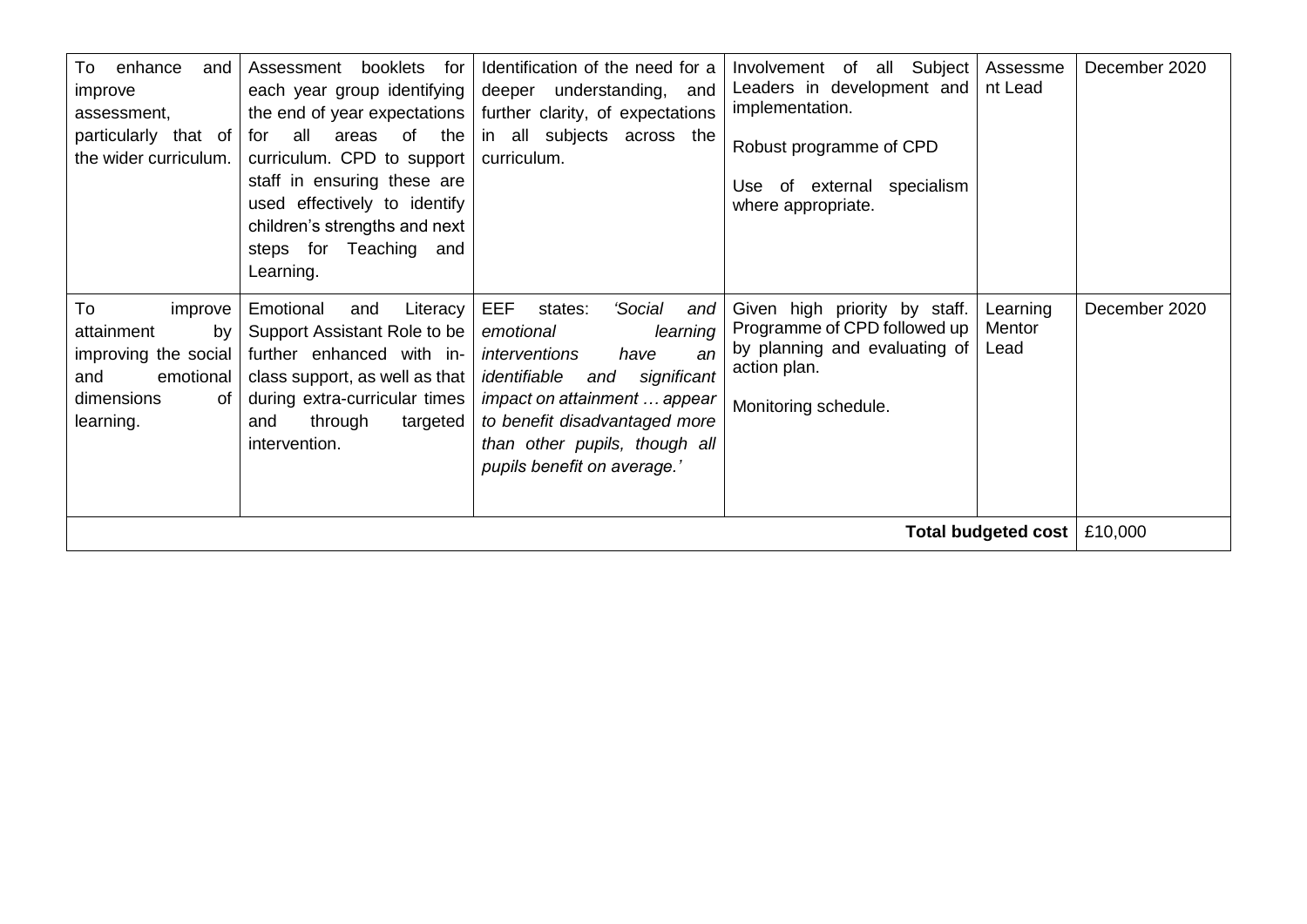| | | | | | |
|---|---|---|---|---|---|
| To enhance and improve assessment, particularly that of the wider curriculum. | Assessment booklets for each year group identifying the end of year expectations for all areas of the curriculum. CPD to support staff in ensuring these are used effectively to identify children's strengths and next steps for Teaching and Learning. | Identification of the need for a deeper understanding, and further clarity, of expectations in all subjects across the curriculum. | Involvement of all Subject Leaders in development and implementation.<br><br>Robust programme of CPD<br><br>Use of external specialism where appropriate. | Assessment Lead | December 2020 |
| To improve attainment by improving the social and emotional dimensions of learning. | Emotional and Literacy Support Assistant Role to be further enhanced with in-class support, as well as that during extra-curricular times and through targeted intervention. | EEF states: *'Social and emotional learning interventions have an identifiable and significant impact on attainment … appear to benefit disadvantaged more than other pupils, though all pupils benefit on average.'* | Given high priority by staff. Programme of CPD followed up by planning and evaluating of action plan.<br><br>Monitoring schedule. | Learning Mentor Lead | December 2020 |
| | | | | **Total budgeted cost** | £10,000 |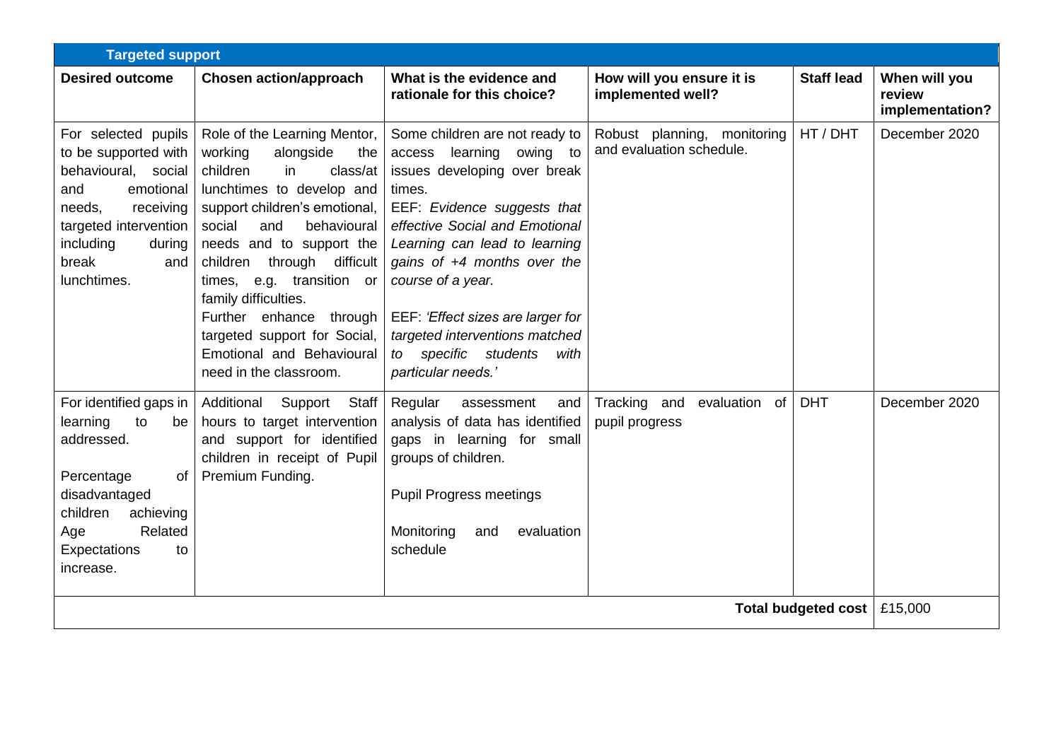| Targeted support | | | | | |
|---|---|---|---|---|---|
| **Desired outcome** | **Chosen action/approach** | **What is the evidence and rationale for this choice?** | **How will you ensure it is implemented well?** | **Staff lead** | **When will you review implementation?** |
| For selected pupils to be supported with behavioural, social and emotional needs, receiving targeted intervention including during break and lunchtimes. | Role of the Learning Mentor, working alongside the children in class/at lunchtimes to develop and support children's emotional, social and behavioural needs and to support the children through difficult times, e.g. transition or family difficulties. Further enhance through targeted support for Social, Emotional and Behavioural need in the classroom. | Some children are not ready to access learning owing to issues developing over break times. EEF: *Evidence suggests that effective Social and Emotional Learning can lead to learning gains of +4 months over the course of a year.* EEF: *'Effect sizes are larger for targeted interventions matched to specific students with particular needs.'* | Robust planning, monitoring and evaluation schedule. | HT / DHT | December 2020 |
| For identified gaps in learning to be addressed. Percentage of disadvantaged children achieving Age Related Expectations to increase. | Additional Support Staff hours to target intervention and support for identified children in receipt of Pupil Premium Funding. | Regular assessment and analysis of data has identified gaps in learning for small groups of children. Pupil Progress meetings Monitoring and evaluation schedule | Tracking and evaluation of pupil progress | DHT | December 2020 |
| | | | | **Total budgeted cost** | £15,000 |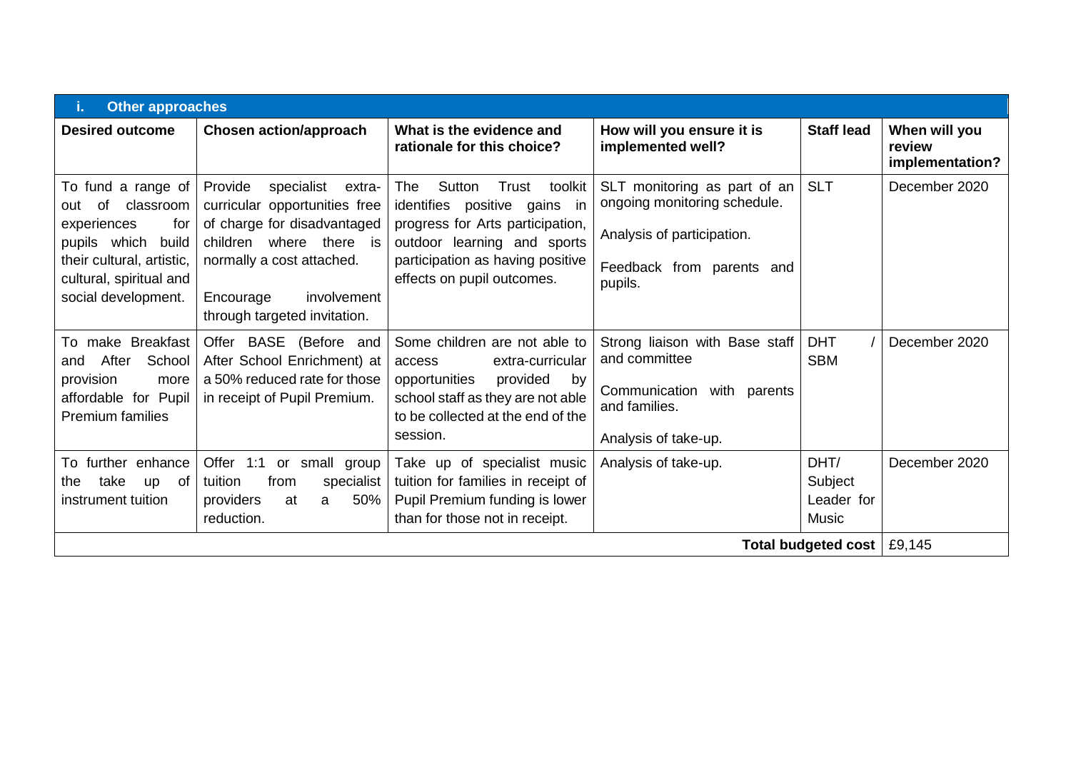| i. Other approaches | | | | | |
|---|---|---|---|---|---|
| **Desired outcome** | **Chosen action/approach** | **What is the evidence and rationale for this choice?** | **How will you ensure it is implemented well?** | **Staff lead** | **When will you review implementation?** |
| To fund a range of out of classroom experiences for pupils which build their cultural, artistic, cultural, spiritual and social development. | Provide specialist extra-curricular opportunities free of charge for disadvantaged children where there is normally a cost attached.<br><br>Encourage involvement through targeted invitation. | The Sutton Trust toolkit identifies positive gains in progress for Arts participation, outdoor learning and sports participation as having positive effects on pupil outcomes. | SLT monitoring as part of an ongoing monitoring schedule.<br><br>Analysis of participation.<br><br>Feedback from parents and pupils. | SLT | December 2020 |
| To make Breakfast and After School provision more affordable for Pupil Premium families | Offer BASE (Before and After School Enrichment) at a 50% reduced rate for those in receipt of Pupil Premium. | Some children are not able to access extra-curricular opportunities provided by school staff as they are not able to be collected at the end of the session. | Strong liaison with Base staff and committee<br><br>Communication with parents and families.<br><br>Analysis of take-up. | DHT / SBM | December 2020 |
| To further enhance the take up of instrument tuition | Offer 1:1 or small group tuition from specialist providers at a 50% reduction. | Take up of specialist music tuition for families in receipt of Pupil Premium funding is lower than for those not in receipt. | Analysis of take-up. | DHT/ Subject Leader for Music | December 2020 |
| | | | | **Total budgeted cost** | £9,145 |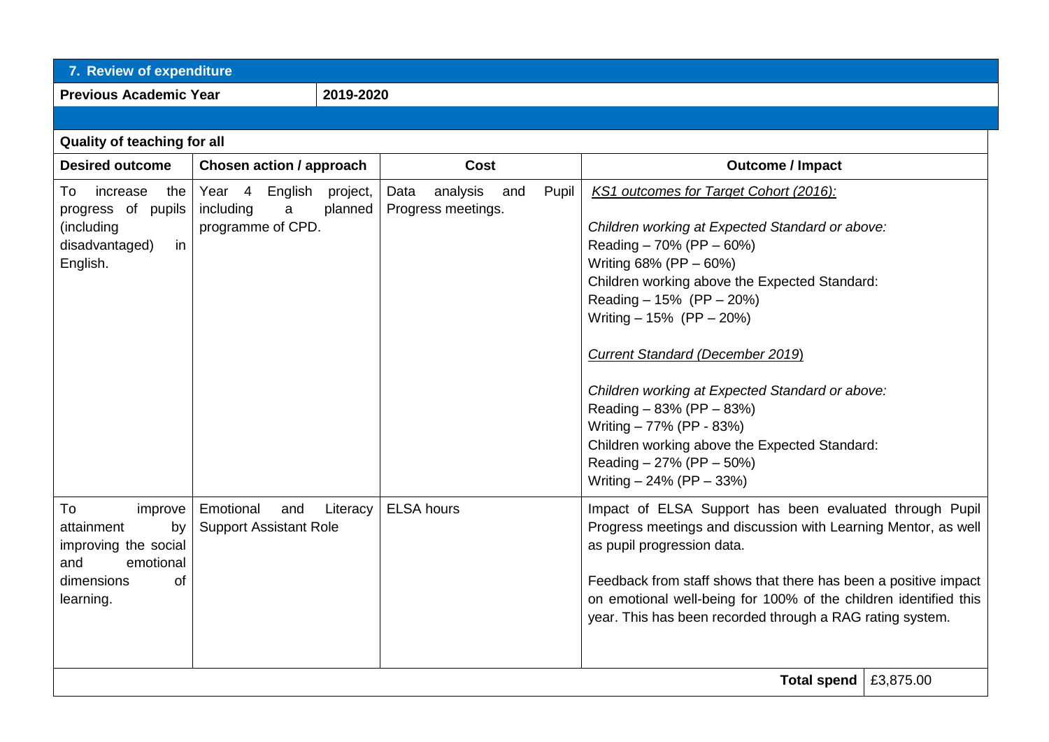## 7. Review of expenditure

**Previous Academic Year** | **2019-2020**

### Quality of teaching for all

| Desired outcome | Chosen action / approach | Cost | Outcome / Impact |
|---|---|---|---|
| To increase the progress of pupils (including disadvantaged) in English. | Year 4 English project, including a planned programme of CPD. | Data analysis and Pupil Progress meetings. | <u>*KS1 outcomes for Target Cohort (2016):*</u><br><br>*Children working at Expected Standard or above:*<br>Reading – 70% (PP – 60%)<br>Writing 68% (PP – 60%)<br>Children working above the Expected Standard:<br>Reading – 15% (PP – 20%)<br>Writing – 15% (PP – 20%)<br><br><u>*Current Standard (December 2019)*</u><br><br>*Children working at Expected Standard or above:*<br>Reading – 83% (PP – 83%)<br>Writing – 77% (PP - 83%)<br>Children working above the Expected Standard:<br>Reading – 27% (PP – 50%)<br>Writing – 24% (PP – 33%) |
| To improve attainment by improving the social and emotional dimensions of learning. | Emotional and Literacy Support Assistant Role | ELSA hours | Impact of ELSA Support has been evaluated through Pupil Progress meetings and discussion with Learning Mentor, as well as pupil progression data.<br><br>Feedback from staff shows that there has been a positive impact on emotional well-being for 100% of the children identified this year. This has been recorded through a RAG rating system. |
| | | **Total spend** | £3,875.00 |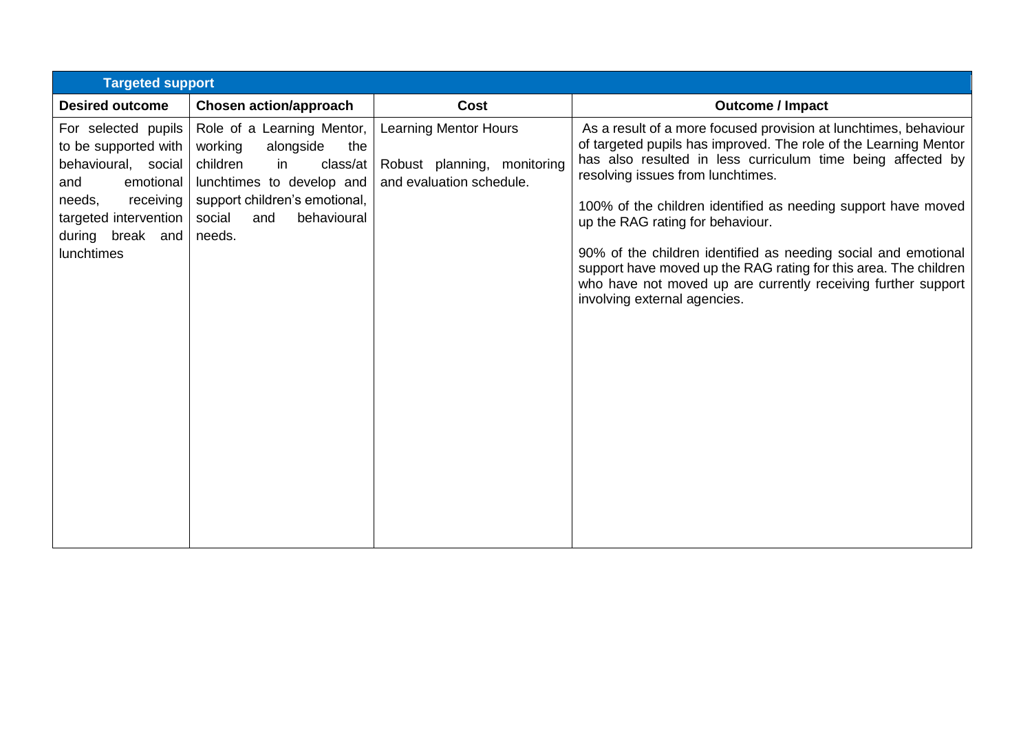| Targeted support | | | |
|---|---|---|---|
| **Desired outcome** | **Chosen action/approach** | **Cost** | **Outcome / Impact** |
| For selected pupils to be supported with behavioural, social and emotional needs, receiving targeted intervention during break and lunchtimes | Role of a Learning Mentor, working alongside the children in class/at lunchtimes to develop and support children's emotional, social and behavioural needs. | Learning Mentor Hours<br><br>Robust planning, monitoring and evaluation schedule. | As a result of a more focused provision at lunchtimes, behaviour of targeted pupils has improved. The role of the Learning Mentor has also resulted in less curriculum time being affected by resolving issues from lunchtimes.<br><br>100% of the children identified as needing support have moved up the RAG rating for behaviour.<br><br>90% of the children identified as needing social and emotional support have moved up the RAG rating for this area. The children who have not moved up are currently receiving further support involving external agencies. |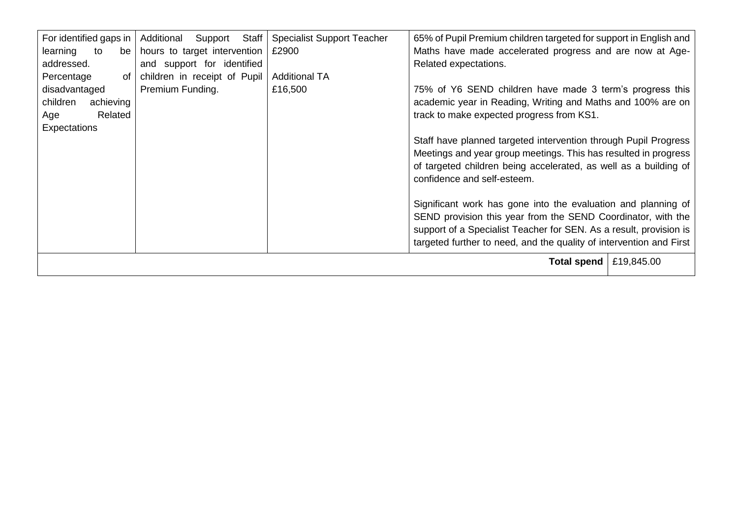| For identified gaps in learning to be addressed. Percentage of disadvantaged children achieving Age Related Expectations | Additional Support Staff hours to target intervention and support for identified children in receipt of Pupil Premium Funding. | Specialist Support Teacher £2900<br><br>Additional TA £16,500 | 65% of Pupil Premium children targeted for support in English and Maths have made accelerated progress and are now at Age-Related expectations.<br><br>75% of Y6 SEND children have made 3 term's progress this academic year in Reading, Writing and Maths and 100% are on track to make expected progress from KS1.<br><br>Staff have planned targeted intervention through Pupil Progress Meetings and year group meetings. This has resulted in progress of targeted children being accelerated, as well as a building of confidence and self-esteem.<br><br>Significant work has gone into the evaluation and planning of SEND provision this year from the SEND Coordinator, with the support of a Specialist Teacher for SEN. As a result, provision is targeted further to need, and the quality of intervention and First | |
|---|---|---|---|---|
| | | | **Total spend** | £19,845.00 |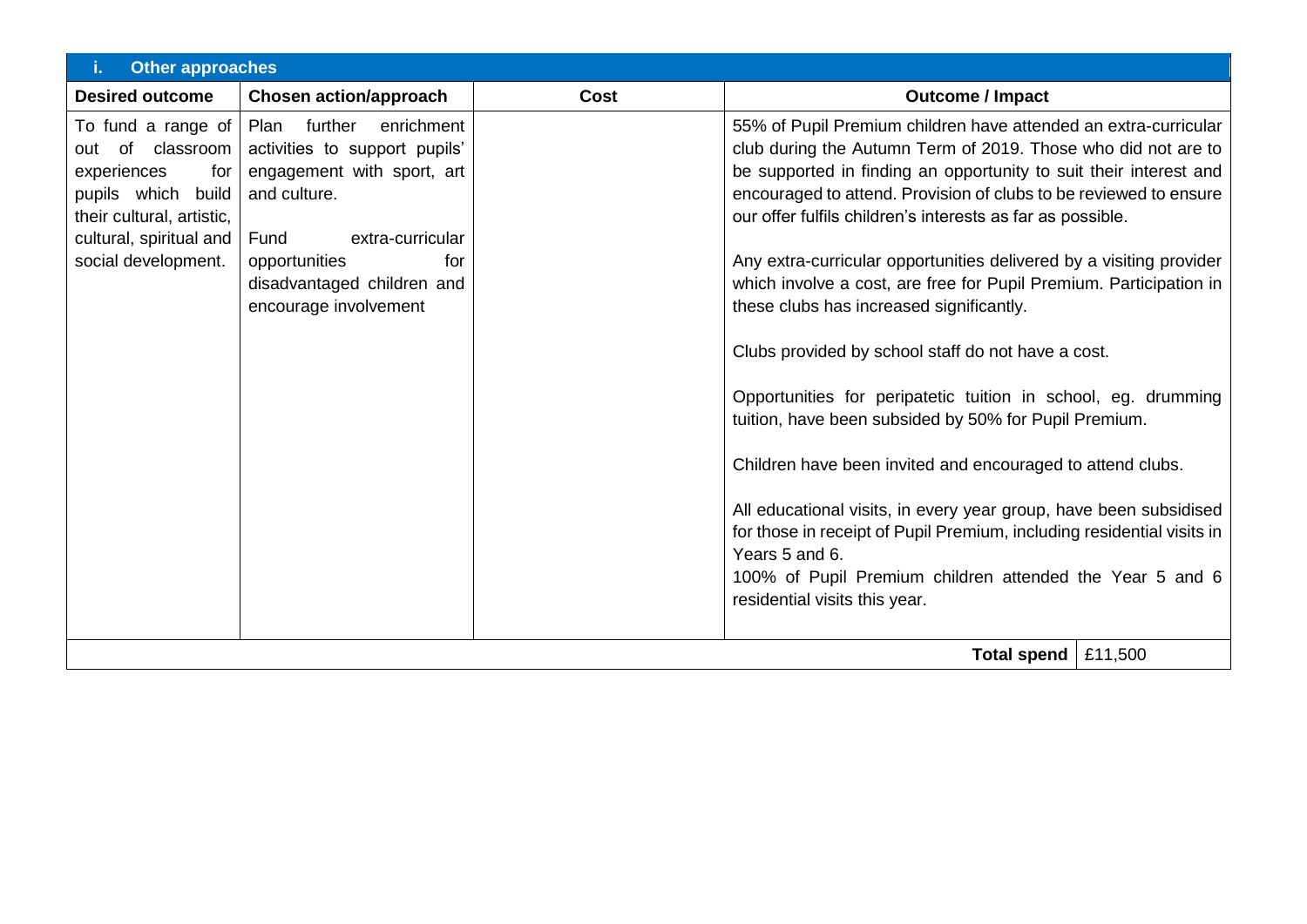| i. Other approaches | | | |
|---|---|---|---|
| **Desired outcome** | **Chosen action/approach** | **Cost** | **Outcome / Impact** |
| To fund a range of out of classroom experiences for pupils which build their cultural, artistic, cultural, spiritual and social development. | Plan further enrichment activities to support pupils' engagement with sport, art and culture.<br><br>Fund extra-curricular opportunities for disadvantaged children and encourage involvement | | 55% of Pupil Premium children have attended an extra-curricular club during the Autumn Term of 2019. Those who did not are to be supported in finding an opportunity to suit their interest and encouraged to attend. Provision of clubs to be reviewed to ensure our offer fulfils children's interests as far as possible.<br><br>Any extra-curricular opportunities delivered by a visiting provider which involve a cost, are free for Pupil Premium. Participation in these clubs has increased significantly.<br><br>Clubs provided by school staff do not have a cost.<br><br>Opportunities for peripatetic tuition in school, eg. drumming tuition, have been subsided by 50% for Pupil Premium.<br><br>Children have been invited and encouraged to attend clubs.<br><br>All educational visits, in every year group, have been subsidised for those in receipt of Pupil Premium, including residential visits in Years 5 and 6.<br>100% of Pupil Premium children attended the Year 5 and 6 residential visits this year. |
| | | | **Total spend** £11,500 |